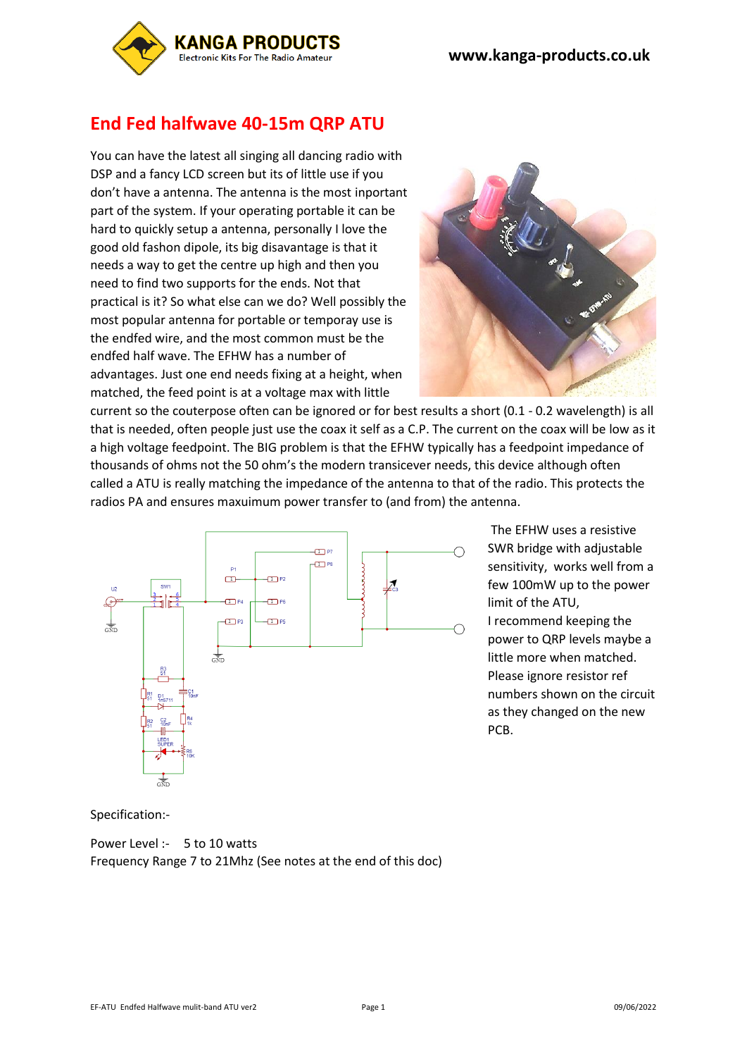**KANGA PRODUCTS**
Electronic Kits For The Radio Amateur

**www.kanga-products.co.uk**

# End Fed halfwave 40-15m QRP ATU

You can have the latest all singing all dancing radio with DSP and a fancy LCD screen but its of little use if you don't have a antenna. The antenna is the most important part of the system. If your operating portable it can be hard to quickly setup a antenna, personally I love the good old fashon dipole, its big disavantage is that it needs a way to get the centre up high and then you need to find two supports for the ends. Not that practical is it? So what else can we do? Well possibly the most popular antenna for portable or temporay use is the endfed wire, and the most common must be the endfed half wave. The EFHW has a number of advantages. Just one end needs fixing at a height, when matched, the feed point is at a voltage max with little current so the couterpose often can be ignored or for best results a short (0.1 - 0.2 wavelength) is all that is needed, often people just use the coax it self as a C.P. The current on the coax will be low as it a high voltage feedpoint. The BIG problem is that the EFHW typically has a feedpoint impedance of thousands of ohms not the 50 ohm's the modern transicever needs, this device although often called a ATU is really matching the impedance of the antenna to that of the radio. This protects the radios PA and ensures maxuimum power transfer to (and from) the antenna.

The EFHW uses a resistive SWR bridge with adjustable sensitivity, works well from a few 100mW up to the power limit of the ATU,
I recommend keeping the power to QRP levels maybe a little more when matched. Please ignore resistor ref numbers shown on the circuit as they changed on the new PCB.

Specification:-

Power Level :- 5 to 10 watts
Frequency Range 7 to 21Mhz (See notes at the end of this doc)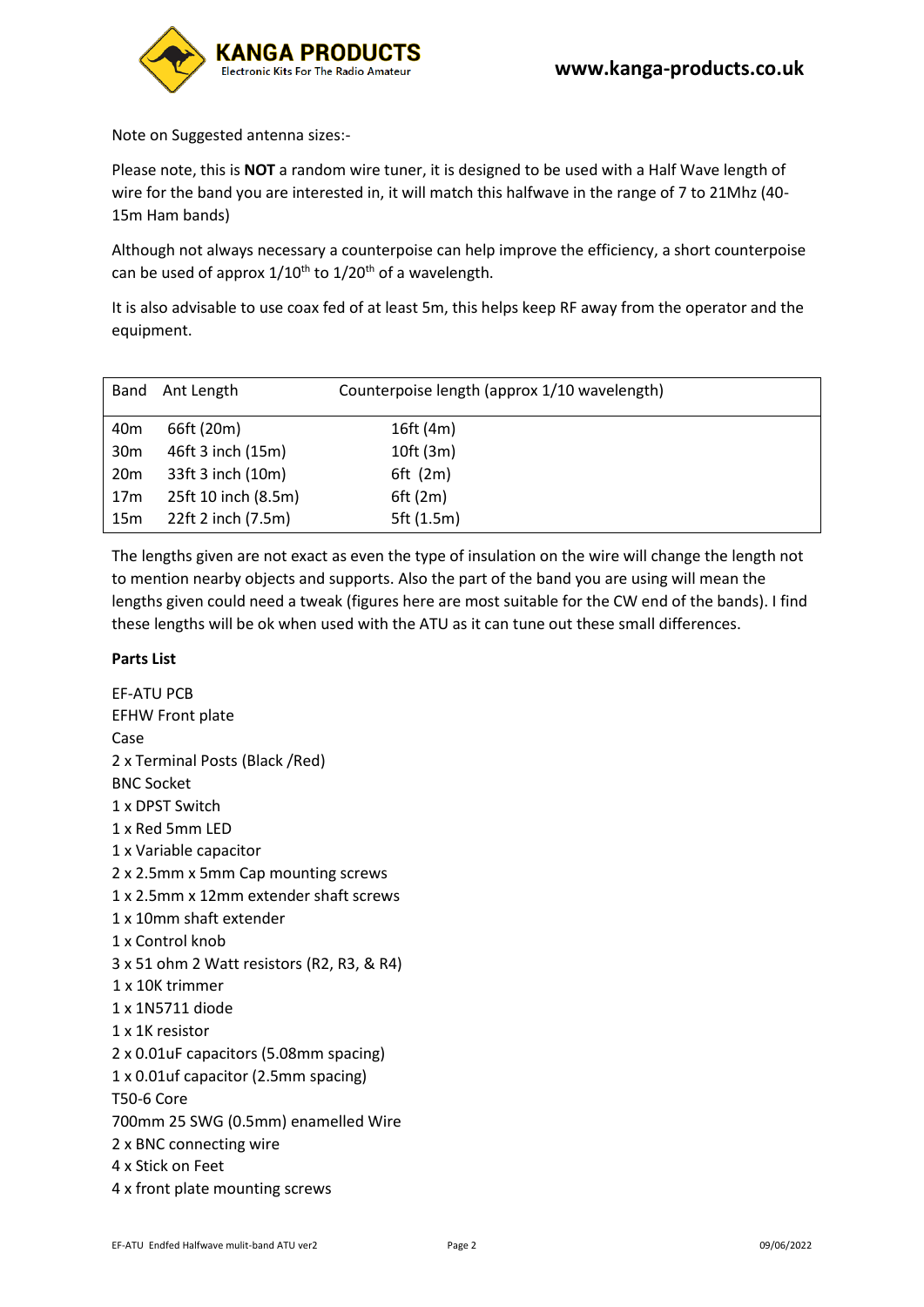Note on Suggested antenna sizes:-

Please note, this is **NOT** a random wire tuner, it is designed to be used with a Half Wave length of wire for the band you are interested in, it will match this halfwave in the range of 7 to 21Mhz (40-15m Ham bands)

Although not always necessary a counterpoise can help improve the efficiency, a short counterpoise can be used of approx 1/10th to 1/20th of a wavelength.

It is also advisable to use coax fed of at least 5m, this helps keep RF away from the operator and the equipment.

| Band | Ant Length | Counterpoise length (approx 1/10 wavelength) |
|---|---|---|
| 40m | 66ft (20m) | 16ft (4m) |
| 30m | 46ft 3 inch (15m) | 10ft (3m) |
| 20m | 33ft 3 inch (10m) | 6ft (2m) |
| 17m | 25ft 10 inch (8.5m) | 6ft (2m) |
| 15m | 22ft 2 inch (7.5m) | 5ft (1.5m) |

The lengths given are not exact as even the type of insulation on the wire will change the length not to mention nearby objects and supports. Also the part of the band you are using will mean the lengths given could need a tweak (figures here are most suitable for the CW end of the bands). I find these lengths will be ok when used with the ATU as it can tune out these small differences.

**Parts List**

EF-ATU PCB
EFHW Front plate
Case
2 x Terminal Posts (Black /Red)
BNC Socket
1 x DPST Switch
1 x Red 5mm LED
1 x Variable capacitor
2 x 2.5mm x 5mm Cap mounting screws
1 x 2.5mm x 12mm extender shaft screws
1 x 10mm shaft extender
1 x Control knob
3 x 51 ohm 2 Watt resistors (R2, R3, & R4)
1 x 10K trimmer
1 x 1N5711 diode
1 x 1K resistor
2 x 0.01uF capacitors (5.08mm spacing)
1 x 0.01uf capacitor (2.5mm spacing)
T50-6 Core
700mm 25 SWG (0.5mm) enamelled Wire
2 x BNC connecting wire
4 x Stick on Feet
4 x front plate mounting screws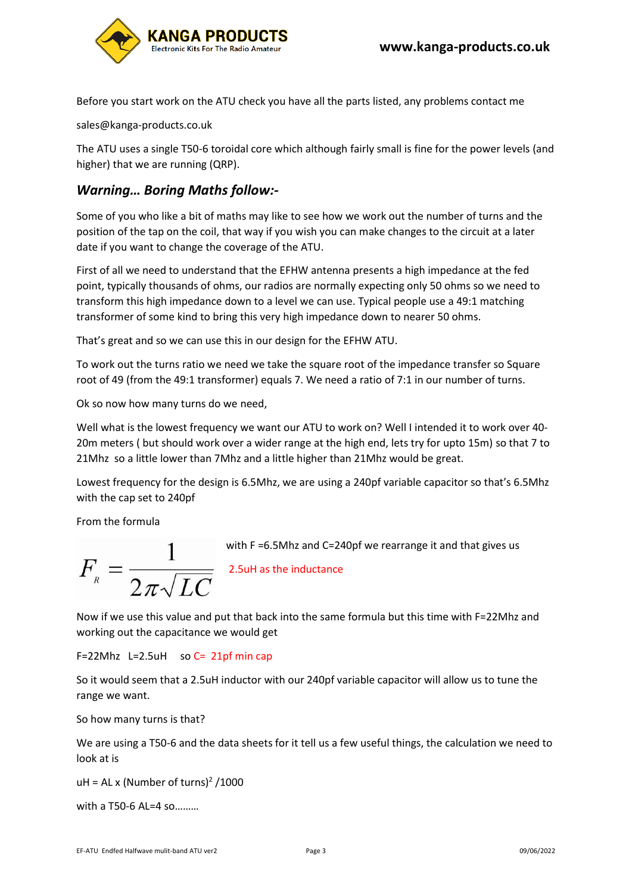Before you start work on the ATU check you have all the parts listed, any problems contact me

sales@kanga-products.co.uk

The ATU uses a single T50-6 toroidal core which although fairly small is fine for the power levels (and higher) that we are running (QRP).

## *Warning… Boring Maths follow:-*

Some of you who like a bit of maths may like to see how we work out the number of turns and the position of the tap on the coil, that way if you wish you can make changes to the circuit at a later date if you want to change the coverage of the ATU.

First of all we need to understand that the EFHW antenna presents a high impedance at the fed point, typically thousands of ohms, our radios are normally expecting only 50 ohms so we need to transform this high impedance down to a level we can use. Typical people use a 49:1 matching transformer of some kind to bring this very high impedance down to nearer 50 ohms.

That's great and so we can use this in our design for the EFHW ATU.

To work out the turns ratio we need we take the square root of the impedance transfer so Square root of 49 (from the 49:1 transformer) equals 7. We need a ratio of 7:1 in our number of turns.

Ok so now how many turns do we need,

Well what is the lowest frequency we want our ATU to work on? Well I intended it to work over 40-20m meters ( but should work over a wider range at the high end, lets try for upto 15m) so that 7 to 21Mhz so a little lower than 7Mhz and a little higher than 21Mhz would be great.

Lowest frequency for the design is 6.5Mhz, we are using a 240pf variable capacitor so that's 6.5Mhz with the cap set to 240pf

From the formula

$$F_R = \frac{1}{2\pi\sqrt{LC}}$$

with F =6.5Mhz and C=240pf we rearrange it and that gives us

2.5uH as the inductance

Now if we use this value and put that back into the same formula but this time with F=22Mhz and working out the capacitance we would get

F=22Mhz L=2.5uH so C= 21pf min cap

So it would seem that a 2.5uH inductor with our 240pf variable capacitor will allow us to tune the range we want.

So how many turns is that?

We are using a T50-6 and the data sheets for it tell us a few useful things, the calculation we need to look at is

uH = AL x (Number of turns)$^2$ /1000

with a T50-6 AL=4 so………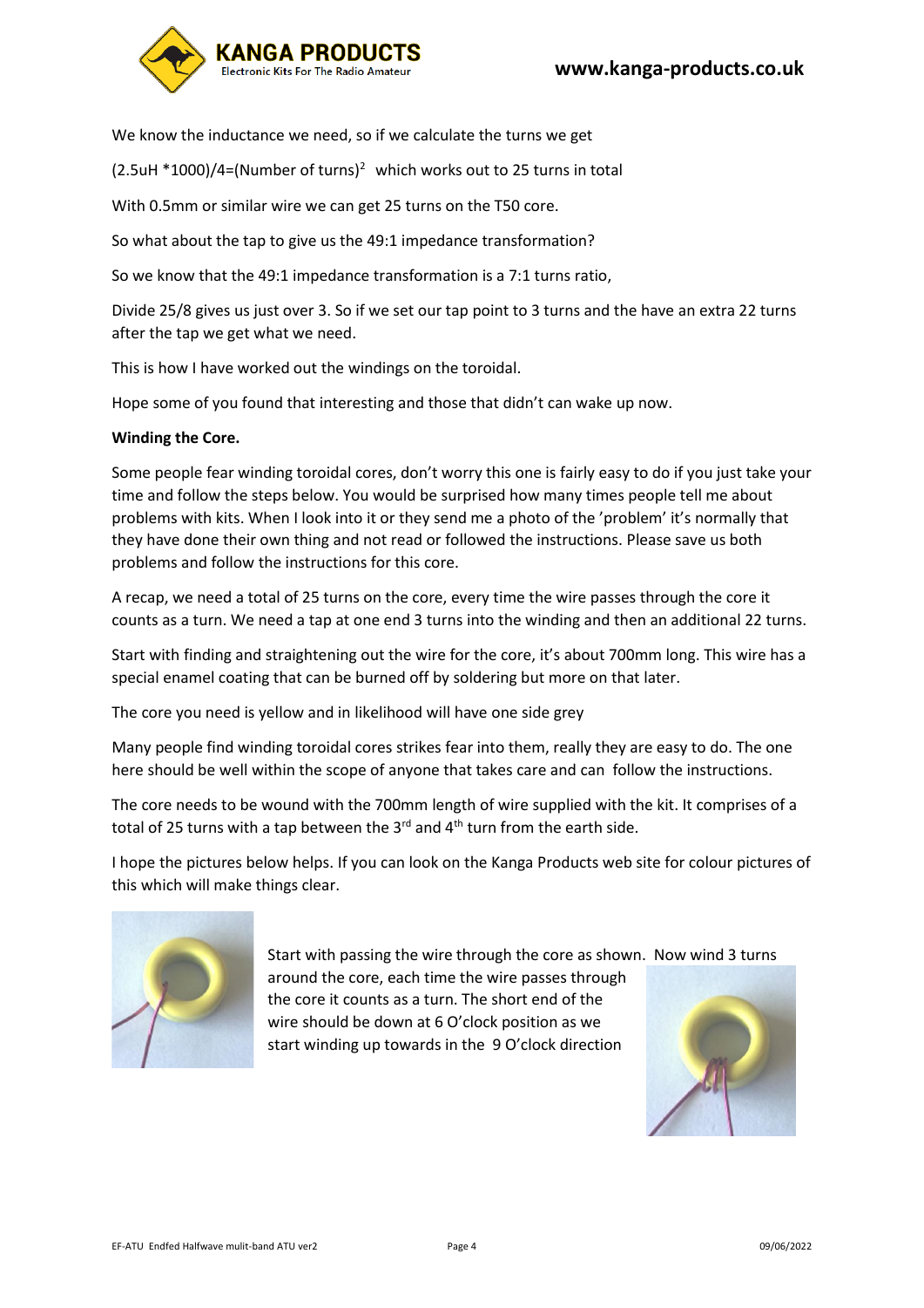We know the inductance we need, so if we calculate the turns we get

(2.5uH *1000)/4=(Number of turns)$^2$ which works out to 25 turns in total

With 0.5mm or similar wire we can get 25 turns on the T50 core.

So what about the tap to give us the 49:1 impedance transformation?

So we know that the 49:1 impedance transformation is a 7:1 turns ratio,

Divide 25/8 gives us just over 3. So if we set our tap point to 3 turns and the have an extra 22 turns after the tap we get what we need.

This is how I have worked out the windings on the toroidal.

Hope some of you found that interesting and those that didn't can wake up now.

**Winding the Core.**

Some people fear winding toroidal cores, don't worry this one is fairly easy to do if you just take your time and follow the steps below. You would be surprised how many times people tell me about problems with kits. When I look into it or they send me a photo of the 'problem' it's normally that they have done their own thing and not read or followed the instructions. Please save us both problems and follow the instructions for this core.

A recap, we need a total of 25 turns on the core, every time the wire passes through the core it counts as a turn. We need a tap at one end 3 turns into the winding and then an additional 22 turns.

Start with finding and straightening out the wire for the core, it's about 700mm long. This wire has a special enamel coating that can be burned off by soldering but more on that later.

The core you need is yellow and in likelihood will have one side grey

Many people find winding toroidal cores strikes fear into them, really they are easy to do. The one here should be well within the scope of anyone that takes care and can follow the instructions.

The core needs to be wound with the 700mm length of wire supplied with the kit. It comprises of a total of 25 turns with a tap between the 3rd and 4th turn from the earth side.

I hope the pictures below helps. If you can look on the Kanga Products web site for colour pictures of this which will make things clear.

Start with passing the wire through the core as shown. Now wind 3 turns around the core, each time the wire passes through the core it counts as a turn. The short end of the wire should be down at 6 O'clock position as we start winding up towards in the 9 O'clock direction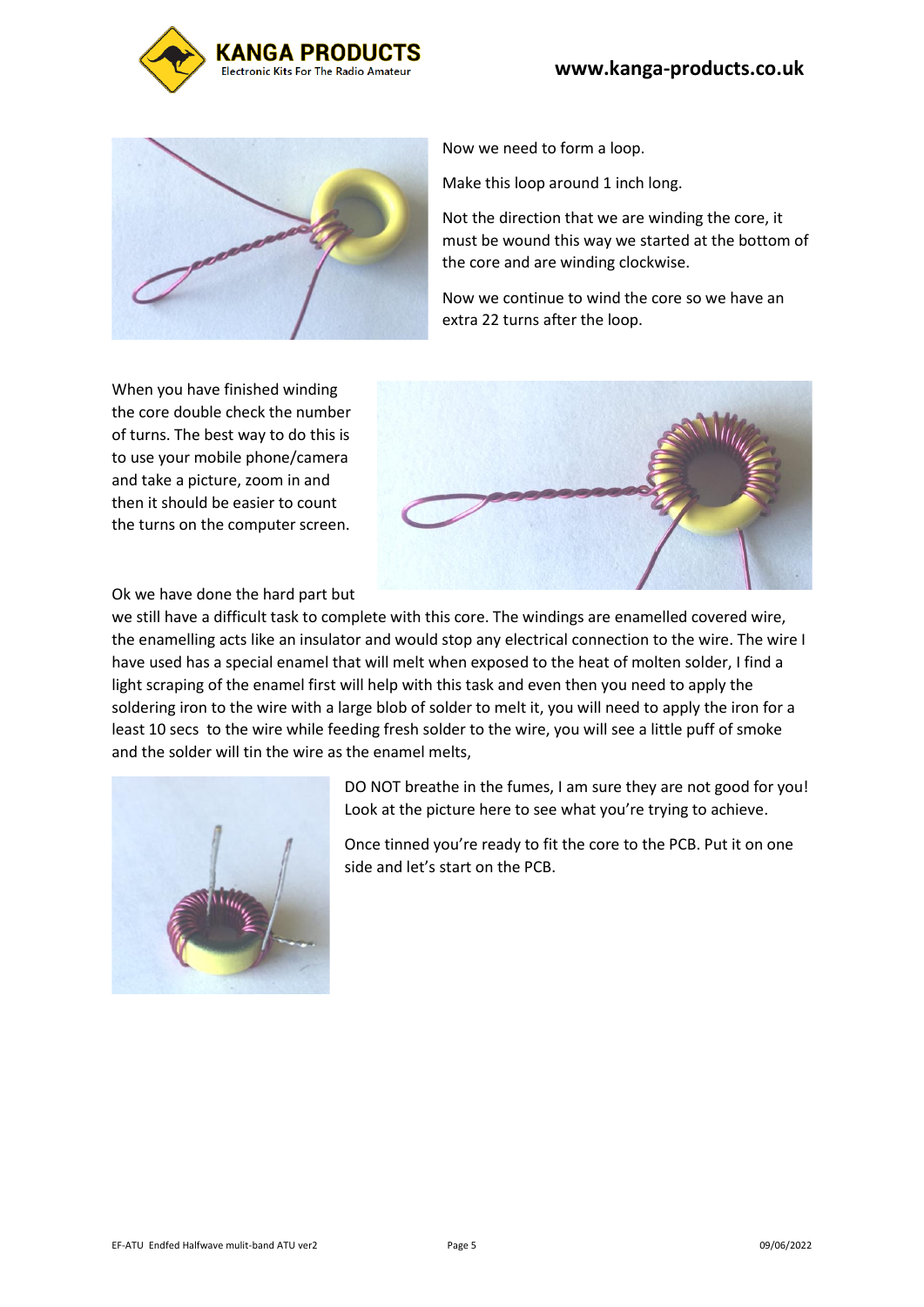Now we need to form a loop.

Make this loop around 1 inch long.

Not the direction that we are winding the core, it must be wound this way we started at the bottom of the core and are winding clockwise.

Now we continue to wind the core so we have an extra 22 turns after the loop.

When you have finished winding the core double check the number of turns. The best way to do this is to use your mobile phone/camera and take a picture, zoom in and then it should be easier to count the turns on the computer screen.

Ok we have done the hard part but we still have a difficult task to complete with this core. The windings are enamelled covered wire, the enamelling acts like an insulator and would stop any electrical connection to the wire. The wire I have used has a special enamel that will melt when exposed to the heat of molten solder, I find a light scraping of the enamel first will help with this task and even then you need to apply the soldering iron to the wire with a large blob of solder to melt it, you will need to apply the iron for a least 10 secs to the wire while feeding fresh solder to the wire, you will see a little puff of smoke and the solder will tin the wire as the enamel melts,

DO NOT breathe in the fumes, I am sure they are not good for you! Look at the picture here to see what you're trying to achieve.

Once tinned you're ready to fit the core to the PCB. Put it on one side and let's start on the PCB.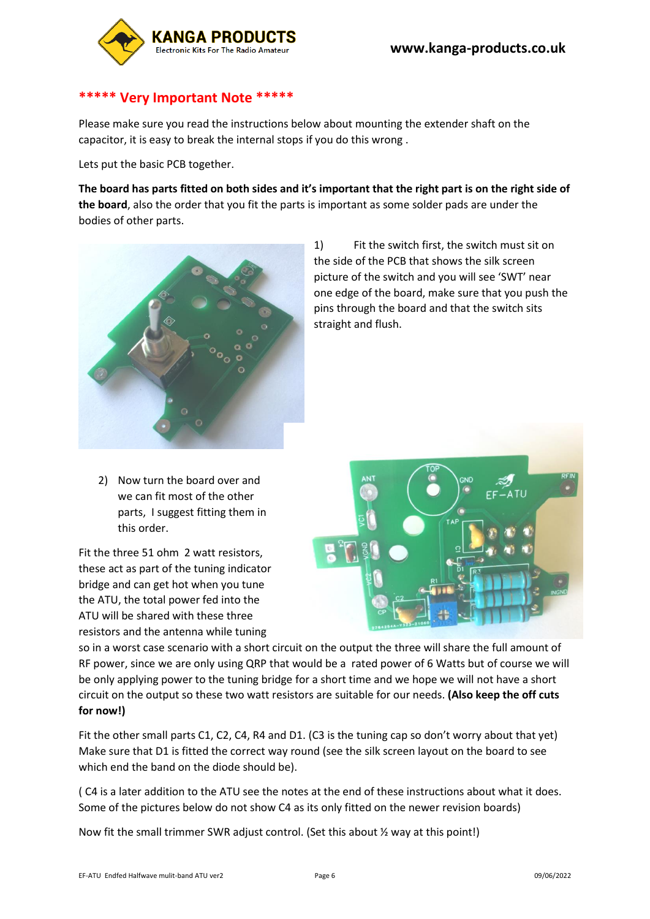## ***** Very Important Note *****

Please make sure you read the instructions below about mounting the extender shaft on the capacitor, it is easy to break the internal stops if you do this wrong .

Lets put the basic PCB together.

**The board has parts fitted on both sides and it's important that the right part is on the right side of the board**, also the order that you fit the parts is important as some solder pads are under the bodies of other parts.

1) Fit the switch first, the switch must sit on the side of the PCB that shows the silk screen picture of the switch and you will see 'SWT' near one edge of the board, make sure that you push the pins through the board and that the switch sits straight and flush.

2) Now turn the board over and we can fit most of the other parts, I suggest fitting them in this order.

Fit the three 51 ohm 2 watt resistors, these act as part of the tuning indicator bridge and can get hot when you tune the ATU, the total power fed into the ATU will be shared with these three resistors and the antenna while tuning so in a worst case scenario with a short circuit on the output the three will share the full amount of RF power, since we are only using QRP that would be a rated power of 6 Watts but of course we will be only applying power to the tuning bridge for a short time and we hope we will not have a short circuit on the output so these two watt resistors are suitable for our needs. **(Also keep the off cuts for now!)**

Fit the other small parts C1, C2, C4, R4 and D1. (C3 is the tuning cap so don't worry about that yet) Make sure that D1 is fitted the correct way round (see the silk screen layout on the board to see which end the band on the diode should be).

( C4 is a later addition to the ATU see the notes at the end of these instructions about what it does. Some of the pictures below do not show C4 as its only fitted on the newer revision boards)

Now fit the small trimmer SWR adjust control. (Set this about ½ way at this point!)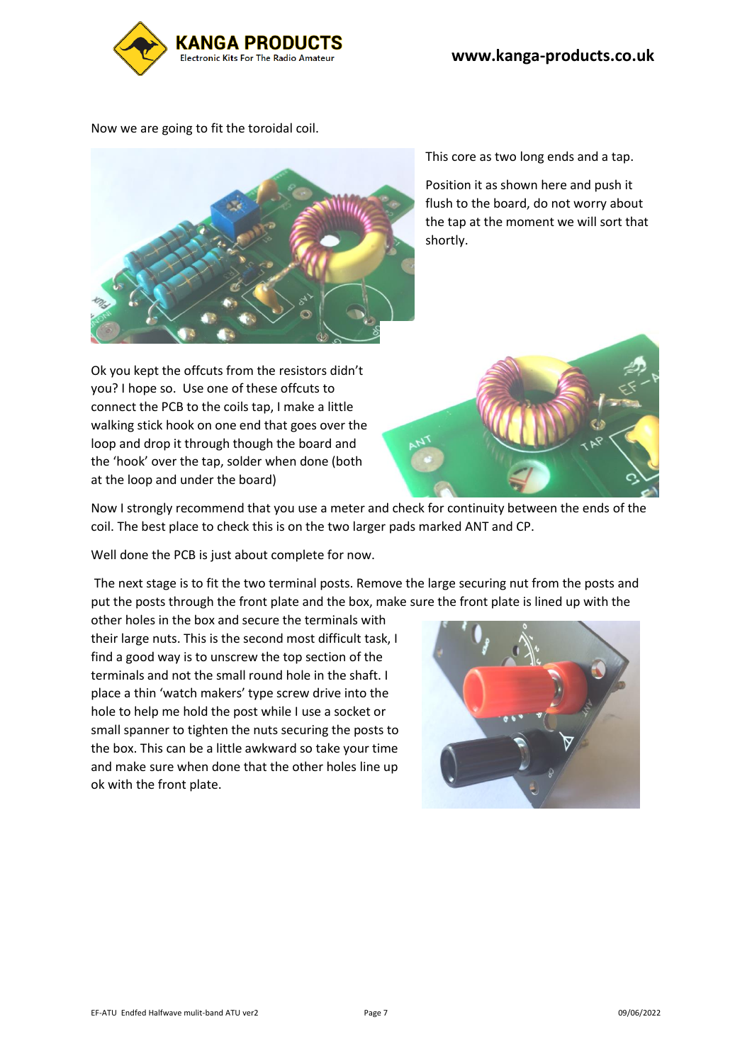Now we are going to fit the toroidal coil.

This core as two long ends and a tap.

Position it as shown here and push it flush to the board, do not worry about the tap at the moment we will sort that shortly.

Ok you kept the offcuts from the resistors didn't you? I hope so. Use one of these offcuts to connect the PCB to the coils tap, I make a little walking stick hook on one end that goes over the loop and drop it through though the board and the 'hook' over the tap, solder when done (both at the loop and under the board)

Now I strongly recommend that you use a meter and check for continuity between the ends of the coil. The best place to check this is on the two larger pads marked ANT and CP.

Well done the PCB is just about complete for now.

The next stage is to fit the two terminal posts. Remove the large securing nut from the posts and put the posts through the front plate and the box, make sure the front plate is lined up with the other holes in the box and secure the terminals with their large nuts. This is the second most difficult task, I find a good way is to unscrew the top section of the terminals and not the small round hole in the shaft. I place a thin 'watch makers' type screw drive into the hole to help me hold the post while I use a socket or small spanner to tighten the nuts securing the posts to the box. This can be a little awkward so take your time and make sure when done that the other holes line up ok with the front plate.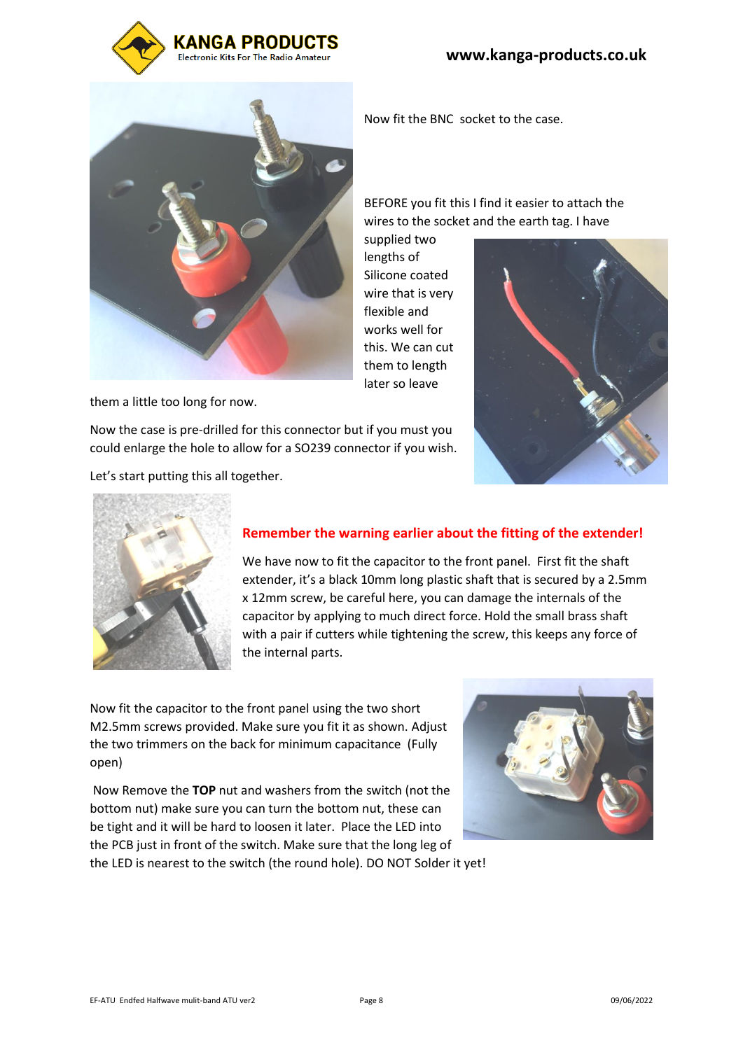Now fit the BNC socket to the case.

BEFORE you fit this I find it easier to attach the wires to the socket and the earth tag. I have supplied two lengths of Silicone coated wire that is very flexible and works well for this. We can cut them to length later so leave them a little too long for now.

Now the case is pre-drilled for this connector but if you must you could enlarge the hole to allow for a SO239 connector if you wish.

Let's start putting this all together.

**Remember the warning earlier about the fitting of the extender!**

We have now to fit the capacitor to the front panel. First fit the shaft extender, it's a black 10mm long plastic shaft that is secured by a 2.5mm x 12mm screw, be careful here, you can damage the internals of the capacitor by applying to much direct force. Hold the small brass shaft with a pair if cutters while tightening the screw, this keeps any force of the internal parts.

Now fit the capacitor to the front panel using the two short M2.5mm screws provided. Make sure you fit it as shown. Adjust the two trimmers on the back for minimum capacitance (Fully open)

Now Remove the **TOP** nut and washers from the switch (not the bottom nut) make sure you can turn the bottom nut, these can be tight and it will be hard to loosen it later. Place the LED into the PCB just in front of the switch. Make sure that the long leg of the LED is nearest to the switch (the round hole). DO NOT Solder it yet!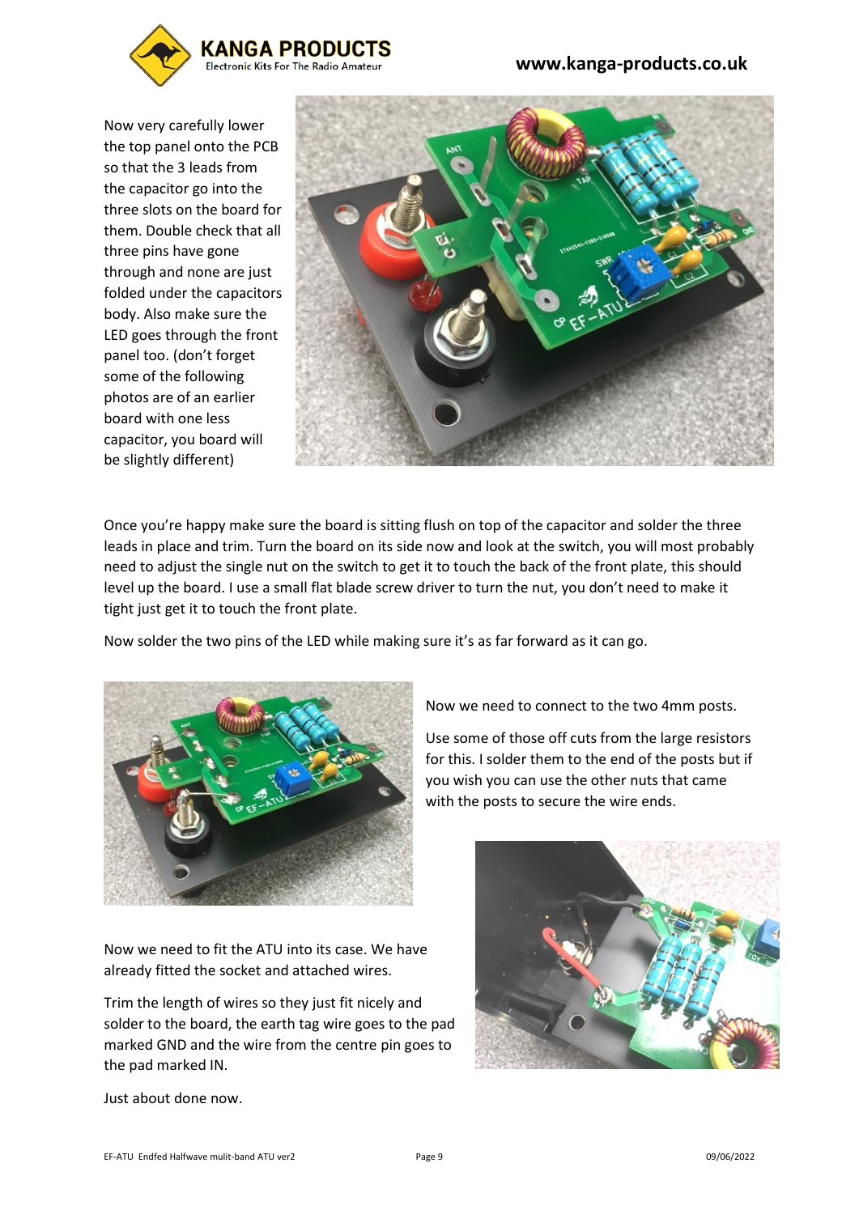Now very carefully lower the top panel onto the PCB so that the 3 leads from the capacitor go into the three slots on the board for them. Double check that all three pins have gone through and none are just folded under the capacitors body. Also make sure the LED goes through the front panel too. (don't forget some of the following photos are of an earlier board with one less capacitor, you board will be slightly different)

Once you're happy make sure the board is sitting flush on top of the capacitor and solder the three leads in place and trim. Turn the board on its side now and look at the switch, you will most probably need to adjust the single nut on the switch to get it to touch the back of the front plate, this should level up the board. I use a small flat blade screw driver to turn the nut, you don't need to make it tight just get it to touch the front plate.

Now solder the two pins of the LED while making sure it's as far forward as it can go.

Now we need to connect to the two 4mm posts.

Use some of those off cuts from the large resistors for this. I solder them to the end of the posts but if you wish you can use the other nuts that came with the posts to secure the wire ends.

Now we need to fit the ATU into its case. We have already fitted the socket and attached wires.

Trim the length of wires so they just fit nicely and solder to the board, the earth tag wire goes to the pad marked GND and the wire from the centre pin goes to the pad marked IN.

Just about done now.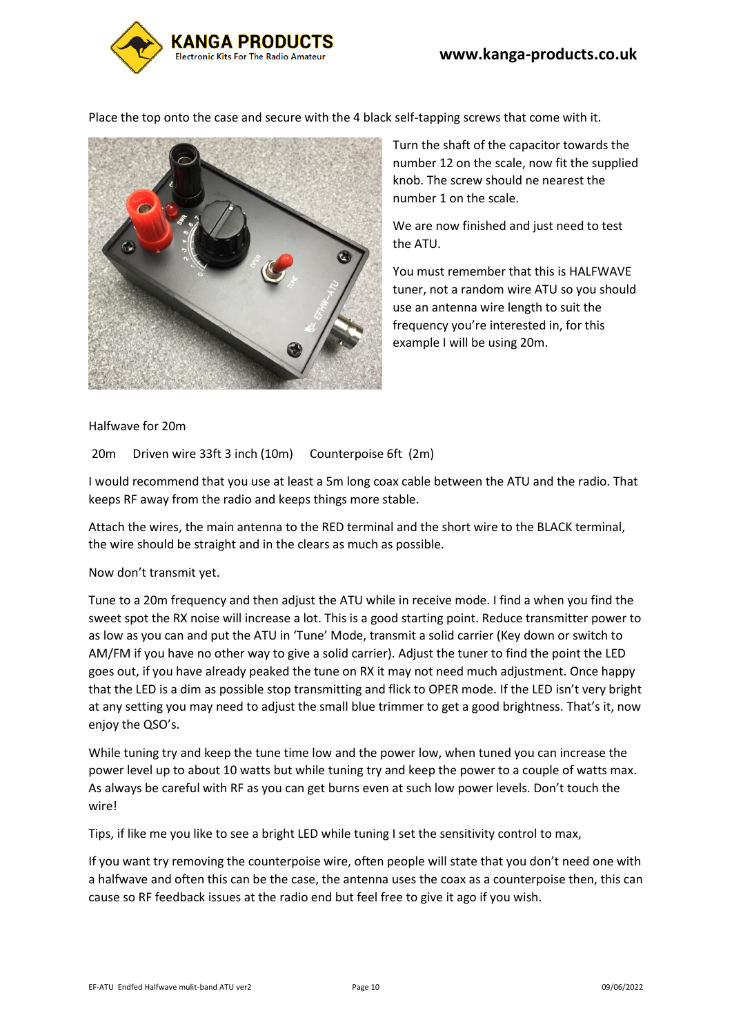Place the top onto the case and secure with the 4 black self-tapping screws that come with it.

Turn the shaft of the capacitor towards the number 12 on the scale, now fit the supplied knob. The screw should ne nearest the number 1 on the scale.

We are now finished and just need to test the ATU.

You must remember that this is HALFWAVE tuner, not a random wire ATU so you should use an antenna wire length to suit the frequency you're interested in, for this example I will be using 20m.

Halfwave for 20m

20m  Driven wire 33ft 3 inch (10m)  Counterpoise 6ft (2m)

I would recommend that you use at least a 5m long coax cable between the ATU and the radio. That keeps RF away from the radio and keeps things more stable.

Attach the wires, the main antenna to the RED terminal and the short wire to the BLACK terminal, the wire should be straight and in the clears as much as possible.

Now don't transmit yet.

Tune to a 20m frequency and then adjust the ATU while in receive mode. I find a when you find the sweet spot the RX noise will increase a lot. This is a good starting point. Reduce transmitter power to as low as you can and put the ATU in 'Tune' Mode, transmit a solid carrier (Key down or switch to AM/FM if you have no other way to give a solid carrier). Adjust the tuner to find the point the LED goes out, if you have already peaked the tune on RX it may not need much adjustment. Once happy that the LED is a dim as possible stop transmitting and flick to OPER mode. If the LED isn't very bright at any setting you may need to adjust the small blue trimmer to get a good brightness. That's it, now enjoy the QSO's.

While tuning try and keep the tune time low and the power low, when tuned you can increase the power level up to about 10 watts but while tuning try and keep the power to a couple of watts max. As always be careful with RF as you can get burns even at such low power levels. Don't touch the wire!

Tips, if like me you like to see a bright LED while tuning I set the sensitivity control to max,

If you want try removing the counterpoise wire, often people will state that you don't need one with a halfwave and often this can be the case, the antenna uses the coax as a counterpoise then, this can cause so RF feedback issues at the radio end but feel free to give it ago if you wish.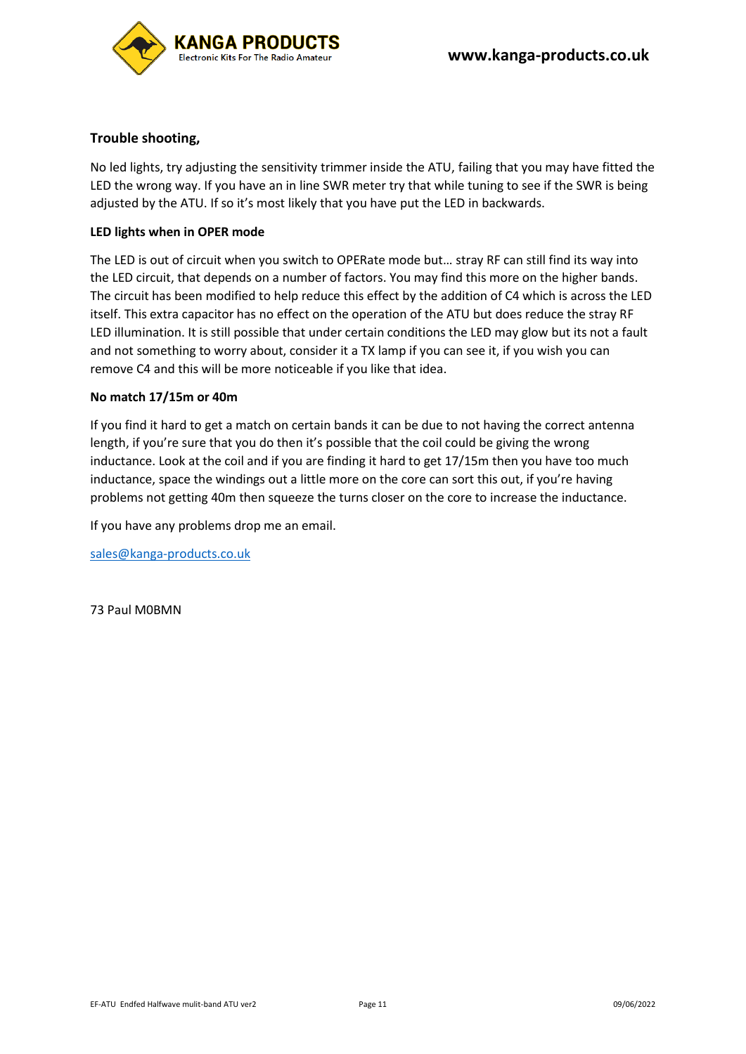**Trouble shooting,**

No led lights, try adjusting the sensitivity trimmer inside the ATU, failing that you may have fitted the LED the wrong way. If you have an in line SWR meter try that while tuning to see if the SWR is being adjusted by the ATU. If so it's most likely that you have put the LED in backwards.

**LED lights when in OPER mode**

The LED is out of circuit when you switch to OPERate mode but… stray RF can still find its way into the LED circuit, that depends on a number of factors. You may find this more on the higher bands. The circuit has been modified to help reduce this effect by the addition of C4 which is across the LED itself. This extra capacitor has no effect on the operation of the ATU but does reduce the stray RF LED illumination. It is still possible that under certain conditions the LED may glow but its not a fault and not something to worry about, consider it a TX lamp if you can see it, if you wish you can remove C4 and this will be more noticeable if you like that idea.

**No match 17/15m or 40m**

If you find it hard to get a match on certain bands it can be due to not having the correct antenna length, if you're sure that you do then it's possible that the coil could be giving the wrong inductance. Look at the coil and if you are finding it hard to get 17/15m then you have too much inductance, space the windings out a little more on the core can sort this out, if you're having problems not getting 40m then squeeze the turns closer on the core to increase the inductance.

If you have any problems drop me an email.

sales@kanga-products.co.uk

73 Paul M0BMN